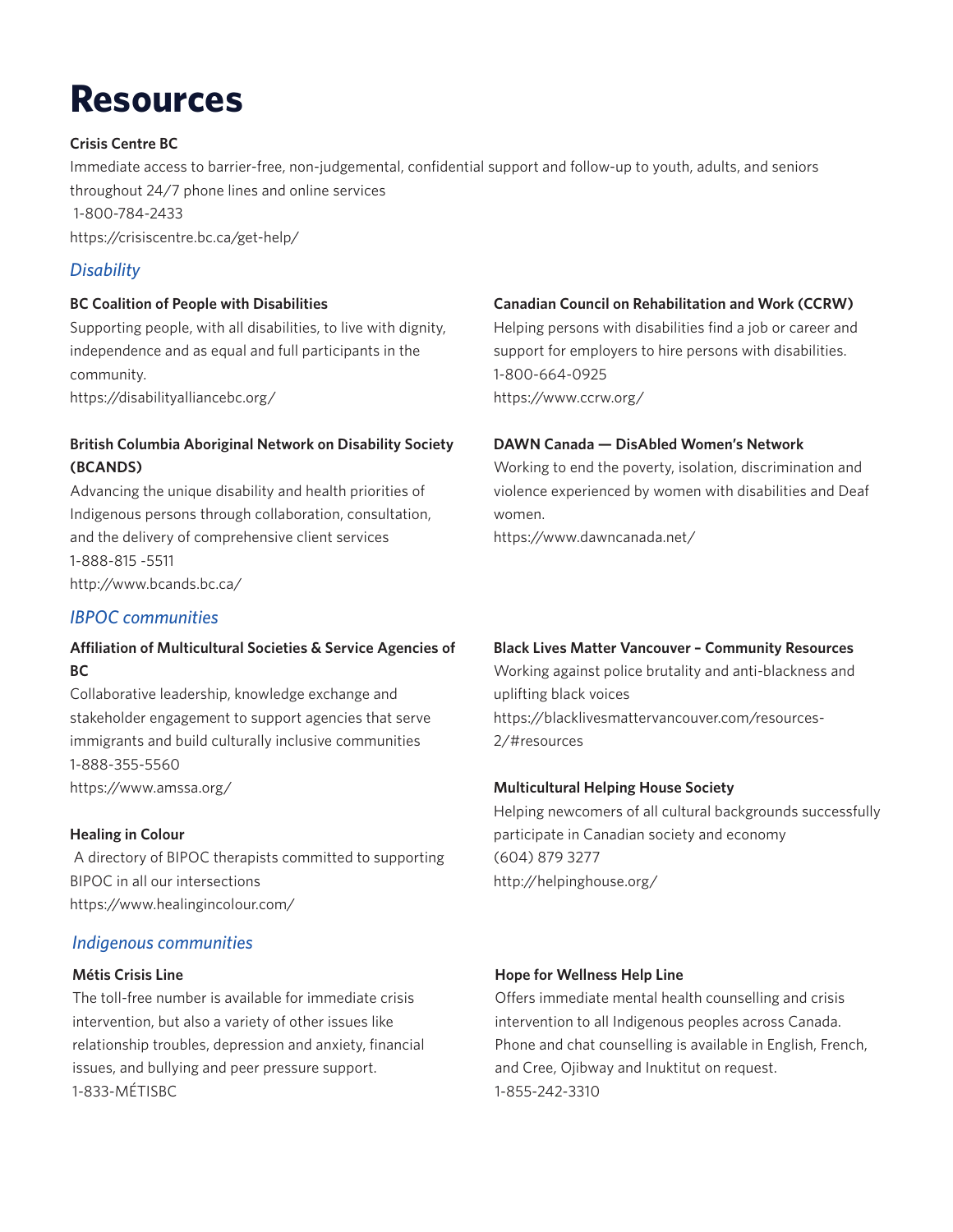# Resources

**Crisis Centre BC**

Immediate access to barrier-free, non-judgemental, confidential support and follow-up to youth, adults, and seniors throughout 24/7 phone lines and online services
1-800-784-2433
https://crisiscentre.bc.ca/get-help/

## *Disability*

**BC Coalition of People with Disabilities**

Supporting people, with all disabilities, to live with dignity, independence and as equal and full participants in the community.
https://disabilityalliancebc.org/

**British Columbia Aboriginal Network on Disability Society (BCANDS)**

Advancing the unique disability and health priorities of Indigenous persons through collaboration, consultation, and the delivery of comprehensive client services
1-888-815 -5511
http://www.bcands.bc.ca/

**Canadian Council on Rehabilitation and Work (CCRW)**

Helping persons with disabilities find a job or career and support for employers to hire persons with disabilities.
1-800-664-0925
https://www.ccrw.org/

**DAWN Canada — DisAbled Women's Network**

Working to end the poverty, isolation, discrimination and violence experienced by women with disabilities and Deaf women.
https://www.dawncanada.net/

## *IBPOC communities*

**Affiliation of Multicultural Societies & Service Agencies of BC**

Collaborative leadership, knowledge exchange and stakeholder engagement to support agencies that serve immigrants and build culturally inclusive communities
1-888-355-5560
https://www.amssa.org/

**Healing in Colour**

A directory of BIPOC therapists committed to supporting BIPOC in all our intersections
https://www.healingincolour.com/

**Black Lives Matter Vancouver – Community Resources**

Working against police brutality and anti-blackness and uplifting black voices
https://blacklivesmattervancouver.com/resources-2/#resources

**Multicultural Helping House Society**

Helping newcomers of all cultural backgrounds successfully participate in Canadian society and economy
(604) 879 3277
http://helpinghouse.org/

## *Indigenous communities*

**Métis Crisis Line**

The toll-free number is available for immediate crisis intervention, but also a variety of other issues like relationship troubles, depression and anxiety, financial issues, and bullying and peer pressure support.
1-833-MÉTISBC

**Hope for Wellness Help Line**

Offers immediate mental health counselling and crisis intervention to all Indigenous peoples across Canada. Phone and chat counselling is available in English, French, and Cree, Ojibway and Inuktitut on request.
1-855-242-3310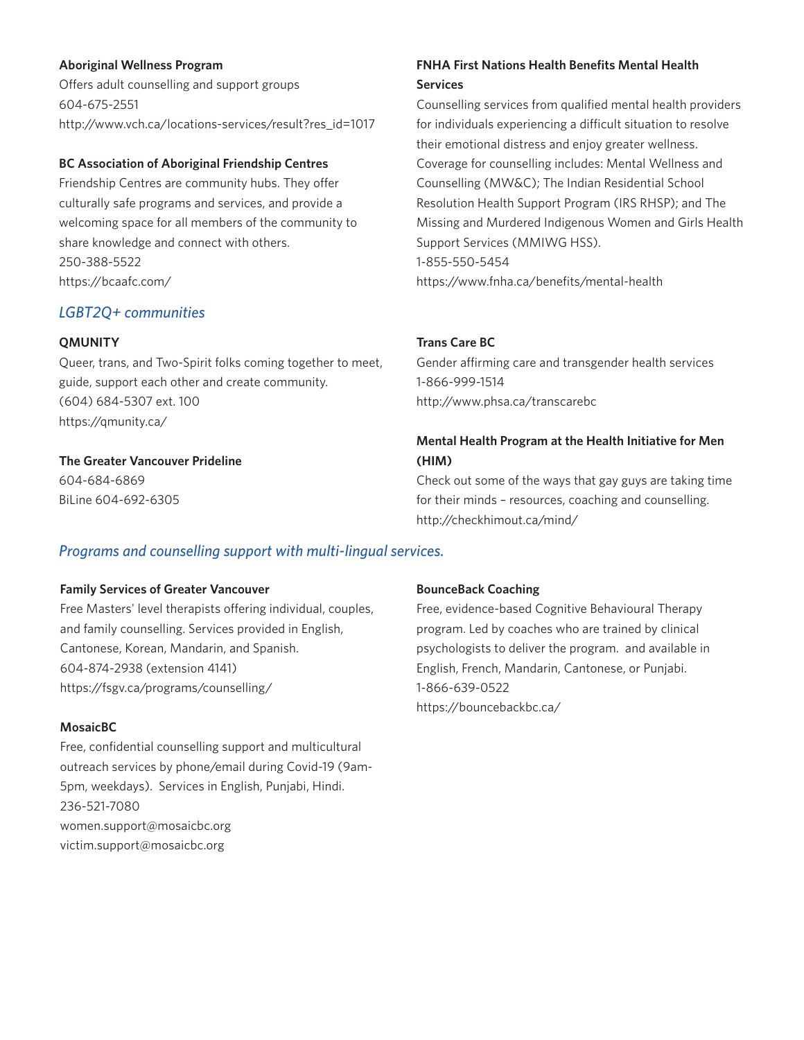**Aboriginal Wellness Program**
Offers adult counselling and support groups
604-675-2551
http://www.vch.ca/locations-services/result?res_id=1017

**BC Association of Aboriginal Friendship Centres**
Friendship Centres are community hubs. They offer culturally safe programs and services, and provide a welcoming space for all members of the community to share knowledge and connect with others.
250-388-5522
https://bcaafc.com/

**FNHA First Nations Health Benefits Mental Health Services**
Counselling services from qualified mental health providers for individuals experiencing a difficult situation to resolve their emotional distress and enjoy greater wellness. Coverage for counselling includes: Mental Wellness and Counselling (MW&C); The Indian Residential School Resolution Health Support Program (IRS RHSP); and The Missing and Murdered Indigenous Women and Girls Health Support Services (MMIWG HSS).
1-855-550-5454
https://www.fnha.ca/benefits/mental-health

## *LGBT2Q+ communities*

**QMUNITY**
Queer, trans, and Two-Spirit folks coming together to meet, guide, support each other and create community.
(604) 684-5307 ext. 100
https://qmunity.ca/

**The Greater Vancouver Prideline**
604-684-6869
BiLine 604-692-6305

**Trans Care BC**
Gender affirming care and transgender health services
1-866-999-1514
http://www.phsa.ca/transcarebc

**Mental Health Program at the Health Initiative for Men (HIM)**
Check out some of the ways that gay guys are taking time for their minds – resources, coaching and counselling.
http://checkhimout.ca/mind/

## *Programs and counselling support with multi-lingual services.*

**Family Services of Greater Vancouver**
Free Masters' level therapists offering individual, couples, and family counselling. Services provided in English, Cantonese, Korean, Mandarin, and Spanish.
604-874-2938 (extension 4141)
https://fsgv.ca/programs/counselling/

**MosaicBC**
Free, confidential counselling support and multicultural outreach services by phone/email during Covid-19 (9am-5pm, weekdays). Services in English, Punjabi, Hindi.
236-521-7080
women.support@mosaicbc.org
victim.support@mosaicbc.org

**BounceBack Coaching**
Free, evidence-based Cognitive Behavioural Therapy program. Led by coaches who are trained by clinical psychologists to deliver the program. and available in English, French, Mandarin, Cantonese, or Punjabi.
1-866-639-0522
https://bouncebackbc.ca/